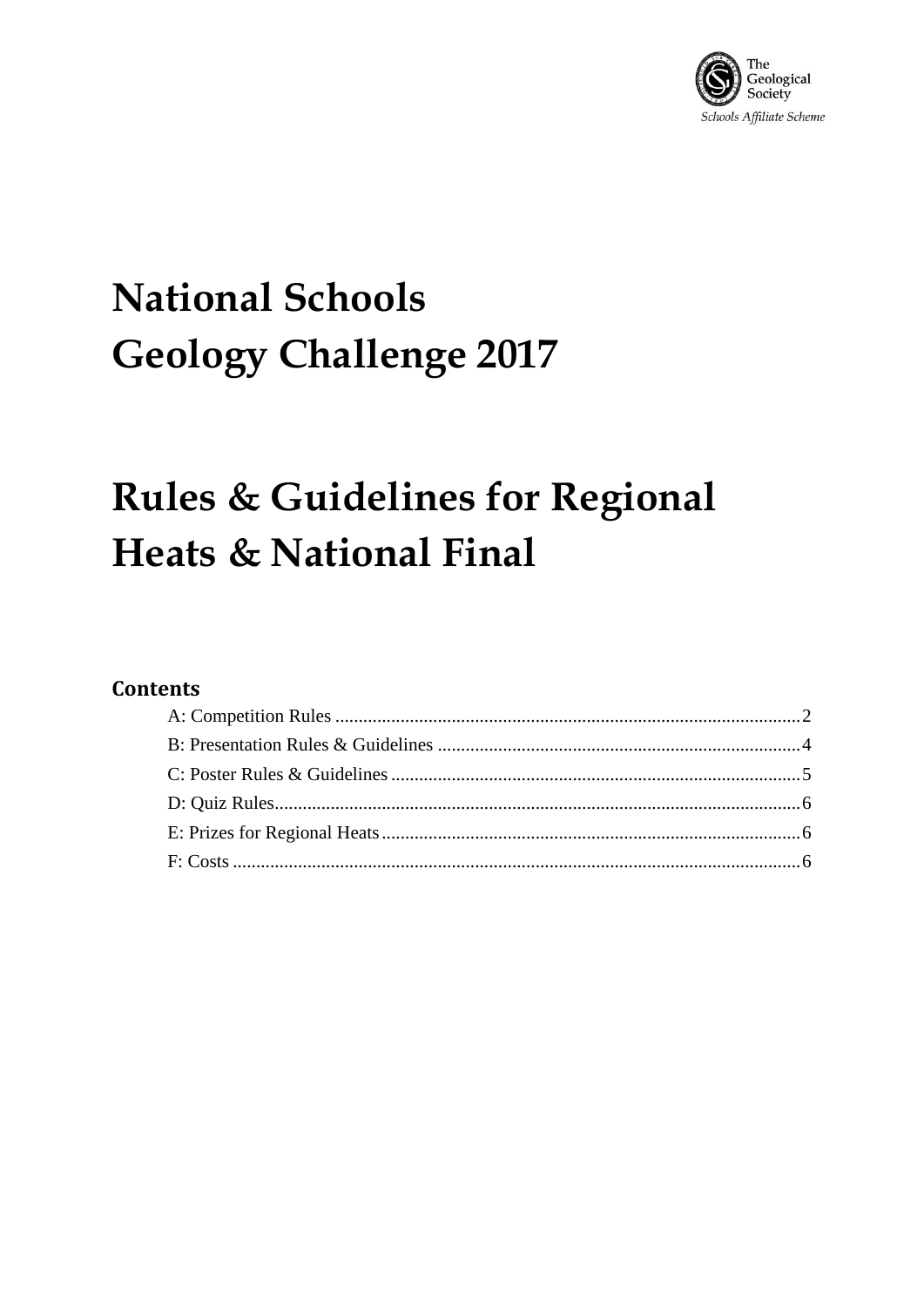The Geological Society

*Schools Affiliate Scheme*

# National Schools Geology Challenge 2017

# Rules & Guidelines for Regional Heats & National Final

### Contents

- A: Competition Rules ........ 2
- B: Presentation Rules & Guidelines ........ 4
- C: Poster Rules & Guidelines ........ 5
- D: Quiz Rules ........ 6
- E: Prizes for Regional Heats ........ 6
- F: Costs ........ 6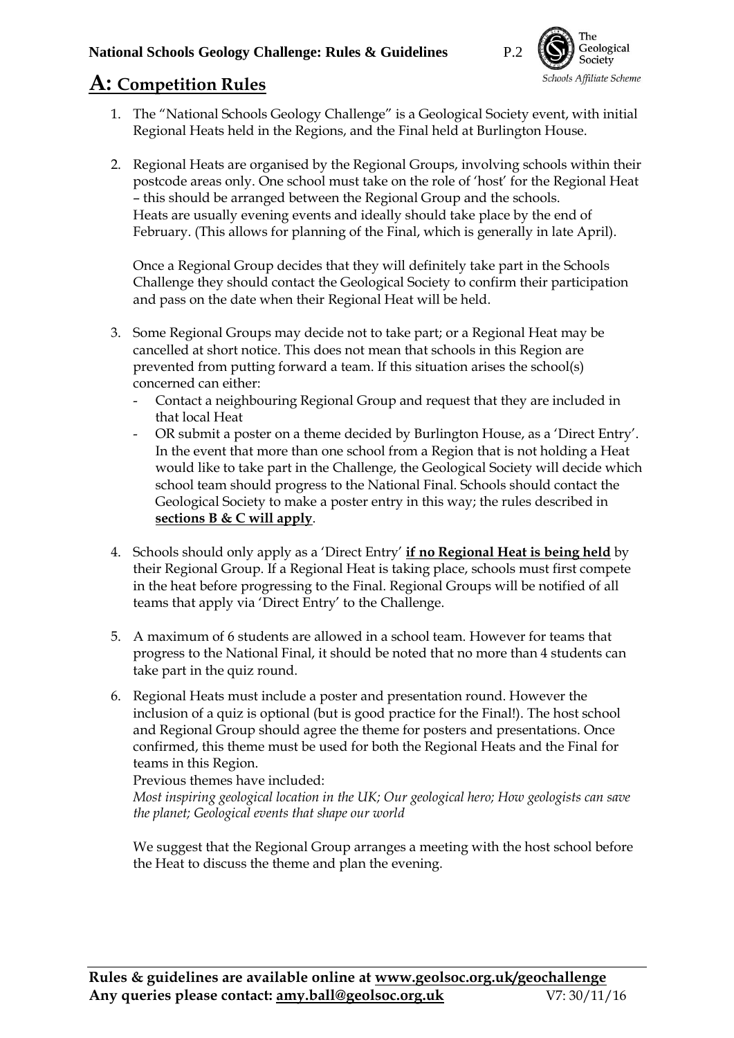## A: Competition Rules

1. The "National Schools Geology Challenge" is a Geological Society event, with initial Regional Heats held in the Regions, and the Final held at Burlington House.

2. Regional Heats are organised by the Regional Groups, involving schools within their postcode areas only. One school must take on the role of 'host' for the Regional Heat – this should be arranged between the Regional Group and the schools. Heats are usually evening events and ideally should take place by the end of February. (This allows for planning of the Final, which is generally in late April).

   Once a Regional Group decides that they will definitely take part in the Schools Challenge they should contact the Geological Society to confirm their participation and pass on the date when their Regional Heat will be held.

3. Some Regional Groups may decide not to take part; or a Regional Heat may be cancelled at short notice. This does not mean that schools in this Region are prevented from putting forward a team. If this situation arises the school(s) concerned can either:
   - Contact a neighbouring Regional Group and request that they are included in that local Heat
   - OR submit a poster on a theme decided by Burlington House, as a 'Direct Entry'. In the event that more than one school from a Region that is not holding a Heat would like to take part in the Challenge, the Geological Society will decide which school team should progress to the National Final. Schools should contact the Geological Society to make a poster entry in this way; the rules described in **sections B & C will apply**.

4. Schools should only apply as a 'Direct Entry' **if no Regional Heat is being held** by their Regional Group. If a Regional Heat is taking place, schools must first compete in the heat before progressing to the Final. Regional Groups will be notified of all teams that apply via 'Direct Entry' to the Challenge.

5. A maximum of 6 students are allowed in a school team. However for teams that progress to the National Final, it should be noted that no more than 4 students can take part in the quiz round.

6. Regional Heats must include a poster and presentation round. However the inclusion of a quiz is optional (but is good practice for the Final!). The host school and Regional Group should agree the theme for posters and presentations. Once confirmed, this theme must be used for both the Regional Heats and the Final for teams in this Region.
   Previous themes have included:
   *Most inspiring geological location in the UK; Our geological hero; How geologists can save the planet; Geological events that shape our world*

   We suggest that the Regional Group arranges a meeting with the host school before the Heat to discuss the theme and plan the evening.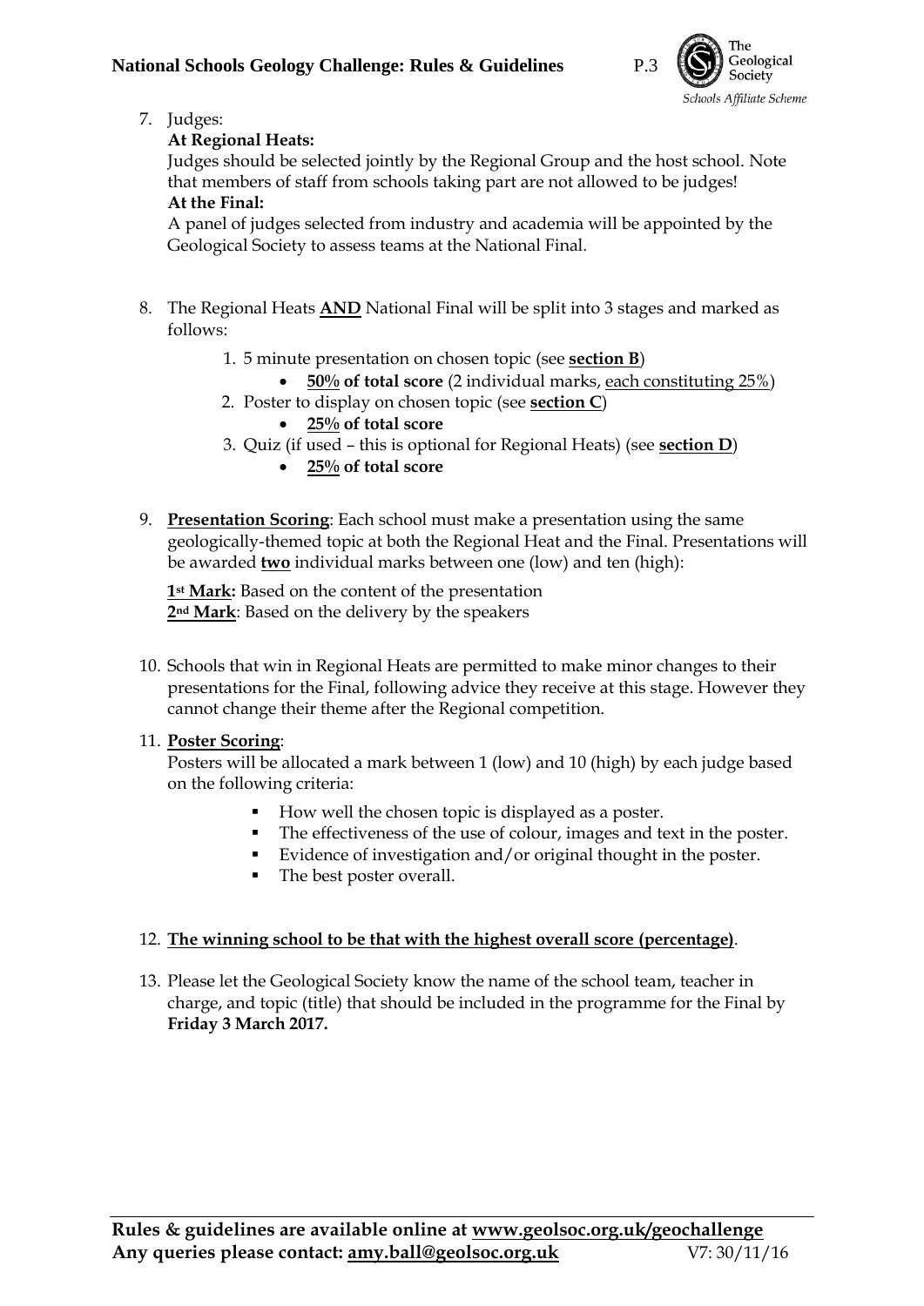7. Judges:

   **At Regional Heats:**

   Judges should be selected jointly by the Regional Group and the host school. Note that members of staff from schools taking part are not allowed to be judges!

   **At the Final:**

   A panel of judges selected from industry and academia will be appointed by the Geological Society to assess teams at the National Final.

8. The Regional Heats **AND** National Final will be split into 3 stages and marked as follows:

   1. 5 minute presentation on chosen topic (see **section B**)
      - **50% of total score** (2 individual marks, each constituting 25%)
   2. Poster to display on chosen topic (see **section C**)
      - **25% of total score**
   3. Quiz (if used – this is optional for Regional Heats) (see **section D**)
      - **25% of total score**

9. **Presentation Scoring**: Each school must make a presentation using the same geologically-themed topic at both the Regional Heat and the Final. Presentations will be awarded **two** individual marks between one (low) and ten (high):

   **1st Mark:** Based on the content of the presentation
   **2nd Mark**: Based on the delivery by the speakers

10. Schools that win in Regional Heats are permitted to make minor changes to their presentations for the Final, following advice they receive at this stage. However they cannot change their theme after the Regional competition.

11. **Poster Scoring**:

    Posters will be allocated a mark between 1 (low) and 10 (high) by each judge based on the following criteria:

    - How well the chosen topic is displayed as a poster.
    - The effectiveness of the use of colour, images and text in the poster.
    - Evidence of investigation and/or original thought in the poster.
    - The best poster overall.

12. **The winning school to be that with the highest overall score (percentage)**.

13. Please let the Geological Society know the name of the school team, teacher in charge, and topic (title) that should be included in the programme for the Final by **Friday 3 March 2017.**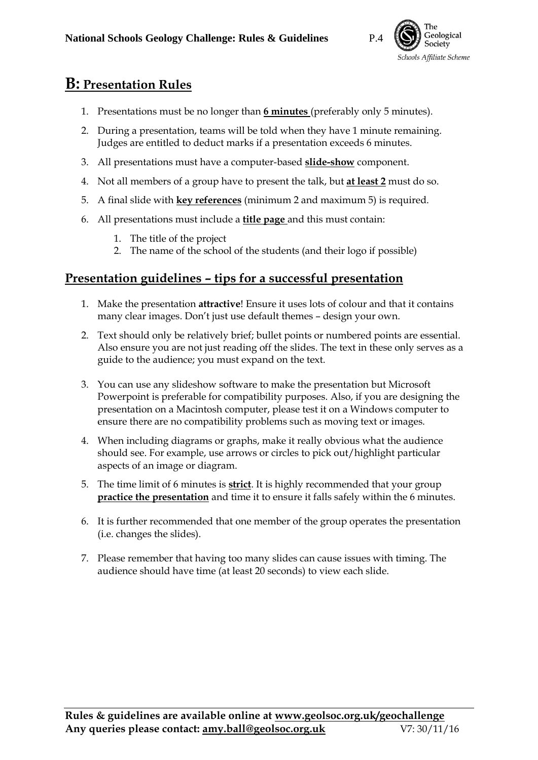# B: Presentation Rules

1. Presentations must be no longer than **6 minutes** (preferably only 5 minutes).
2. During a presentation, teams will be told when they have 1 minute remaining. Judges are entitled to deduct marks if a presentation exceeds 6 minutes.
3. All presentations must have a computer-based **slide-show** component.
4. Not all members of a group have to present the talk, but **at least 2** must do so.
5. A final slide with **key references** (minimum 2 and maximum 5) is required.
6. All presentations must include a **title page** and this must contain:
   1. The title of the project
   2. The name of the school of the students (and their logo if possible)

## Presentation guidelines – tips for a successful presentation

1. Make the presentation **attractive**! Ensure it uses lots of colour and that it contains many clear images. Don't just use default themes – design your own.
2. Text should only be relatively brief; bullet points or numbered points are essential. Also ensure you are not just reading off the slides. The text in these only serves as a guide to the audience; you must expand on the text.
3. You can use any slideshow software to make the presentation but Microsoft Powerpoint is preferable for compatibility purposes. Also, if you are designing the presentation on a Macintosh computer, please test it on a Windows computer to ensure there are no compatibility problems such as moving text or images.
4. When including diagrams or graphs, make it really obvious what the audience should see. For example, use arrows or circles to pick out/highlight particular aspects of an image or diagram.
5. The time limit of 6 minutes is **strict**. It is highly recommended that your group **practice the presentation** and time it to ensure it falls safely within the 6 minutes.
6. It is further recommended that one member of the group operates the presentation (i.e. changes the slides).
7. Please remember that having too many slides can cause issues with timing. The audience should have time (at least 20 seconds) to view each slide.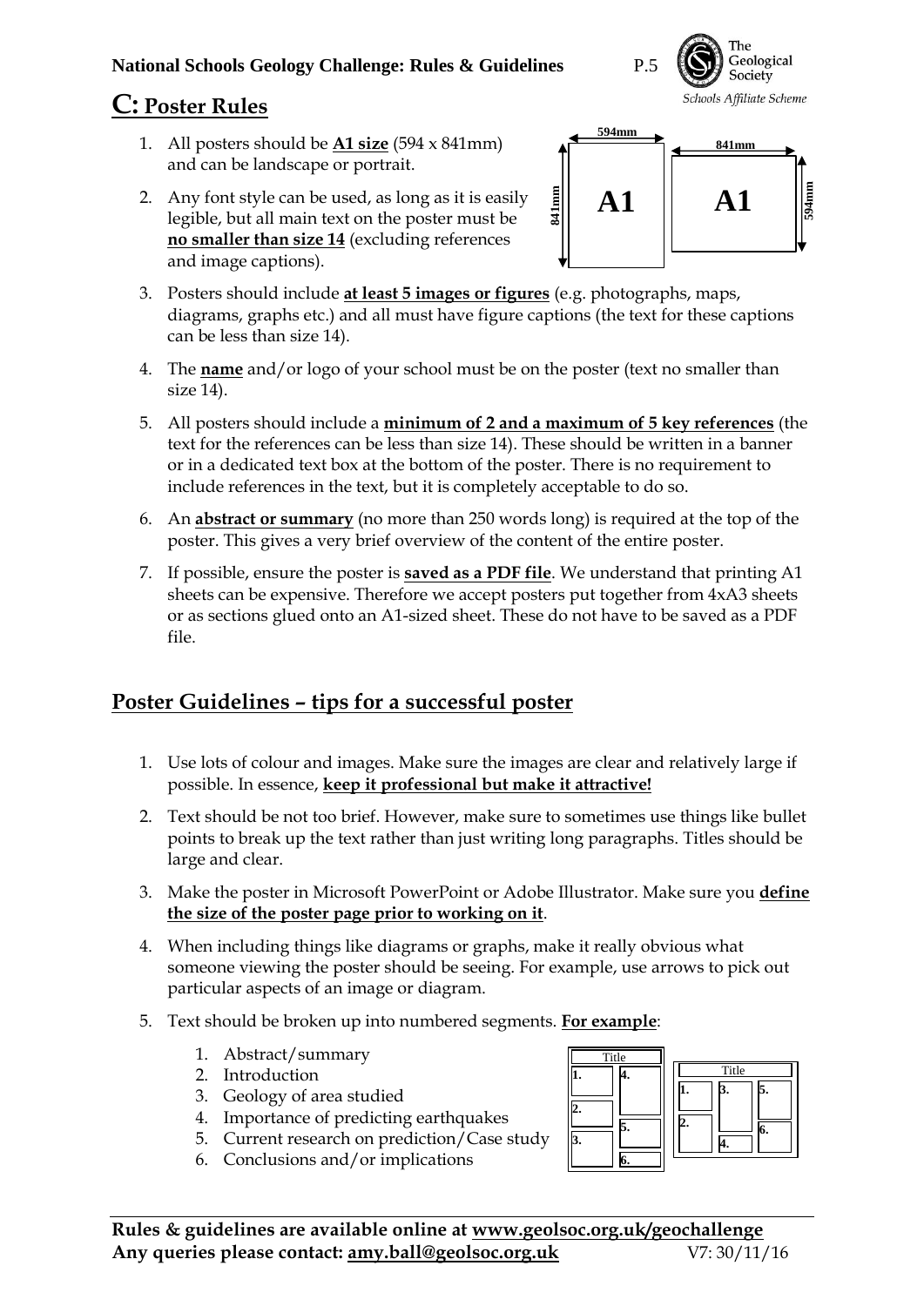## C: Poster Rules

1. All posters should be **A1 size** (594 x 841mm) and can be landscape or portrait.
2. Any font style can be used, as long as it is easily legible, but all main text on the poster must be **no smaller than size 14** (excluding references and image captions).
3. Posters should include **at least 5 images or figures** (e.g. photographs, maps, diagrams, graphs etc.) and all must have figure captions (the text for these captions can be less than size 14).
4. The **name** and/or logo of your school must be on the poster (text no smaller than size 14).
5. All posters should include a **minimum of 2 and a maximum of 5 key references** (the text for the references can be less than size 14). These should be written in a banner or in a dedicated text box at the bottom of the poster. There is no requirement to include references in the text, but it is completely acceptable to do so.
6. An **abstract or summary** (no more than 250 words long) is required at the top of the poster. This gives a very brief overview of the content of the entire poster.
7. If possible, ensure the poster is **saved as a PDF file**. We understand that printing A1 sheets can be expensive. Therefore we accept posters put together from 4xA3 sheets or as sections glued onto an A1-sized sheet. These do not have to be saved as a PDF file.

## Poster Guidelines – tips for a successful poster

1. Use lots of colour and images. Make sure the images are clear and relatively large if possible. In essence, **keep it professional but make it attractive!**
2. Text should be not too brief. However, make sure to sometimes use things like bullet points to break up the text rather than just writing long paragraphs. Titles should be large and clear.
3. Make the poster in Microsoft PowerPoint or Adobe Illustrator. Make sure you **define the size of the poster page prior to working on it**.
4. When including things like diagrams or graphs, make it really obvious what someone viewing the poster should be seeing. For example, use arrows to pick out particular aspects of an image or diagram.
5. Text should be broken up into numbered segments. **For example**:
   1. Abstract/summary
   2. Introduction
   3. Geology of area studied
   4. Importance of predicting earthquakes
   5. Current research on prediction/Case study
   6. Conclusions and/or implications

**Rules & guidelines are available online at www.geolsoc.org.uk/geochallenge**
**Any queries please contact: amy.ball@geolsoc.org.uk** V7: 30/11/16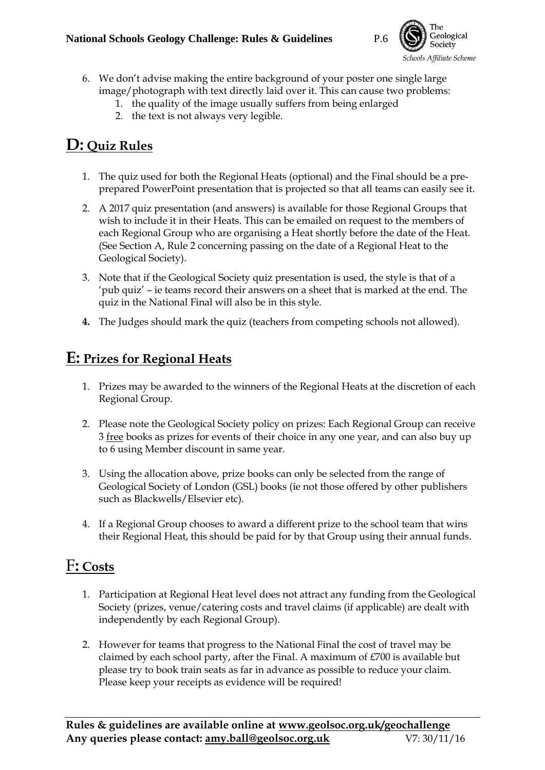6. We don't advise making the entire background of your poster one single large image/photograph with text directly laid over it. This can cause two problems:
    1. the quality of the image usually suffers from being enlarged
    2. the text is not always very legible.

## D: Quiz Rules

1. The quiz used for both the Regional Heats (optional) and the Final should be a pre-prepared PowerPoint presentation that is projected so that all teams can easily see it.

2. A 2017 quiz presentation (and answers) is available for those Regional Groups that wish to include it in their Heats. This can be emailed on request to the members of each Regional Group who are organising a Heat shortly before the date of the Heat. (See Section A, Rule 2 concerning passing on the date of a Regional Heat to the Geological Society).

3. Note that if the Geological Society quiz presentation is used, the style is that of a 'pub quiz' – ie teams record their answers on a sheet that is marked at the end. The quiz in the National Final will also be in this style.

4. The Judges should mark the quiz (teachers from competing schools not allowed).

## E: Prizes for Regional Heats

1. Prizes may be awarded to the winners of the Regional Heats at the discretion of each Regional Group.

2. Please note the Geological Society policy on prizes: Each Regional Group can receive 3 free books as prizes for events of their choice in any one year, and can also buy up to 6 using Member discount in same year.

3. Using the allocation above, prize books can only be selected from the range of Geological Society of London (GSL) books (ie not those offered by other publishers such as Blackwells/Elsevier etc).

4. If a Regional Group chooses to award a different prize to the school team that wins their Regional Heat, this should be paid for by that Group using their annual funds.

## F: Costs

1. Participation at Regional Heat level does not attract any funding from the Geological Society (prizes, venue/catering costs and travel claims (if applicable) are dealt with independently by each Regional Group).

2. However for teams that progress to the National Final the cost of travel may be claimed by each school party, after the Final. A maximum of £700 is available but please try to book train seats as far in advance as possible to reduce your claim. Please keep your receipts as evidence will be required!